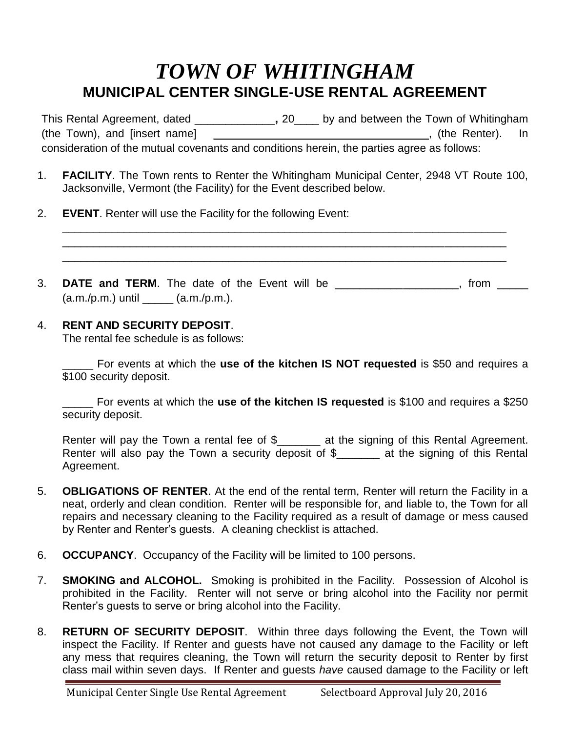# *TOWN OF WHITINGHAM*

## MUNICIPAL CENTER SINGLE-USE RENTAL AGREEMENT

This Rental Agreement, dated _____________**,** 20____ by and between the Town of Whitingham (the Town), and [insert name] ___________________________________, (the Renter). In consideration of the mutual covenants and conditions herein, the parties agree as follows:

1. **FACILITY**. The Town rents to Renter the Whitingham Municipal Center, 2948 VT Route 100, Jacksonville, Vermont (the Facility) for the Event described below.

2. **EVENT**. Renter will use the Facility for the following Event:
   ___________________________________________________________________________
   ___________________________________________________________________________
   ___________________________________________________________________________

3. **DATE and TERM**. The date of the Event will be ___________________, from _____ (a.m./p.m.) until _____ (a.m./p.m.).

4. **RENT AND SECURITY DEPOSIT**.
   The rental fee schedule is as follows:

   _____ For events at which the **use of the kitchen IS NOT requested** is $50 and requires a $100 security deposit.

   _____ For events at which the **use of the kitchen IS requested** is $100 and requires a $250 security deposit.

   Renter will pay the Town a rental fee of $_______ at the signing of this Rental Agreement. Renter will also pay the Town a security deposit of $_______ at the signing of this Rental Agreement.

5. **OBLIGATIONS OF RENTER**. At the end of the rental term, Renter will return the Facility in a neat, orderly and clean condition. Renter will be responsible for, and liable to, the Town for all repairs and necessary cleaning to the Facility required as a result of damage or mess caused by Renter and Renter's guests. A cleaning checklist is attached.

6. **OCCUPANCY**. Occupancy of the Facility will be limited to 100 persons.

7. **SMOKING and ALCOHOL.** Smoking is prohibited in the Facility. Possession of Alcohol is prohibited in the Facility. Renter will not serve or bring alcohol into the Facility nor permit Renter's guests to serve or bring alcohol into the Facility.

8. **RETURN OF SECURITY DEPOSIT**. Within three days following the Event, the Town will inspect the Facility. If Renter and guests have not caused any damage to the Facility or left any mess that requires cleaning, the Town will return the security deposit to Renter by first class mail within seven days. If Renter and guests *have* caused damage to the Facility or left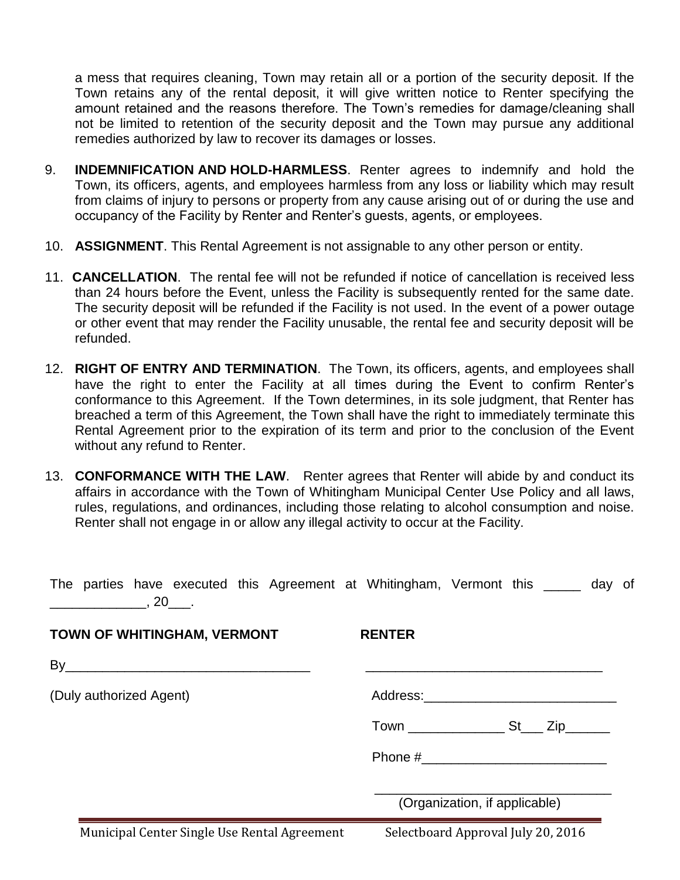a mess that requires cleaning, Town may retain all or a portion of the security deposit. If the Town retains any of the rental deposit, it will give written notice to Renter specifying the amount retained and the reasons therefore. The Town's remedies for damage/cleaning shall not be limited to retention of the security deposit and the Town may pursue any additional remedies authorized by law to recover its damages or losses.

9. **INDEMNIFICATION AND HOLD-HARMLESS**. Renter agrees to indemnify and hold the Town, its officers, agents, and employees harmless from any loss or liability which may result from claims of injury to persons or property from any cause arising out of or during the use and occupancy of the Facility by Renter and Renter's guests, agents, or employees.

10. **ASSIGNMENT**. This Rental Agreement is not assignable to any other person or entity.

11. **CANCELLATION**. The rental fee will not be refunded if notice of cancellation is received less than 24 hours before the Event, unless the Facility is subsequently rented for the same date. The security deposit will be refunded if the Facility is not used. In the event of a power outage or other event that may render the Facility unusable, the rental fee and security deposit will be refunded.

12. **RIGHT OF ENTRY AND TERMINATION**. The Town, its officers, agents, and employees shall have the right to enter the Facility at all times during the Event to confirm Renter's conformance to this Agreement. If the Town determines, in its sole judgment, that Renter has breached a term of this Agreement, the Town shall have the right to immediately terminate this Rental Agreement prior to the expiration of its term and prior to the conclusion of the Event without any refund to Renter.

13. **CONFORMANCE WITH THE LAW**. Renter agrees that Renter will abide by and conduct its affairs in accordance with the Town of Whitingham Municipal Center Use Policy and all laws, rules, regulations, and ordinances, including those relating to alcohol consumption and noise. Renter shall not engage in or allow any illegal activity to occur at the Facility.

The parties have executed this Agreement at Whitingham, Vermont this _____ day of _____________, 20___.

**TOWN OF WHITINGHAM, VERMONT**

By_________________________________

(Duly authorized Agent)

**RENTER**

_________________________________

Address:__________________________

Town _____________ St___ Zip______

Phone #_________________________

_________________________________

(Organization, if applicable)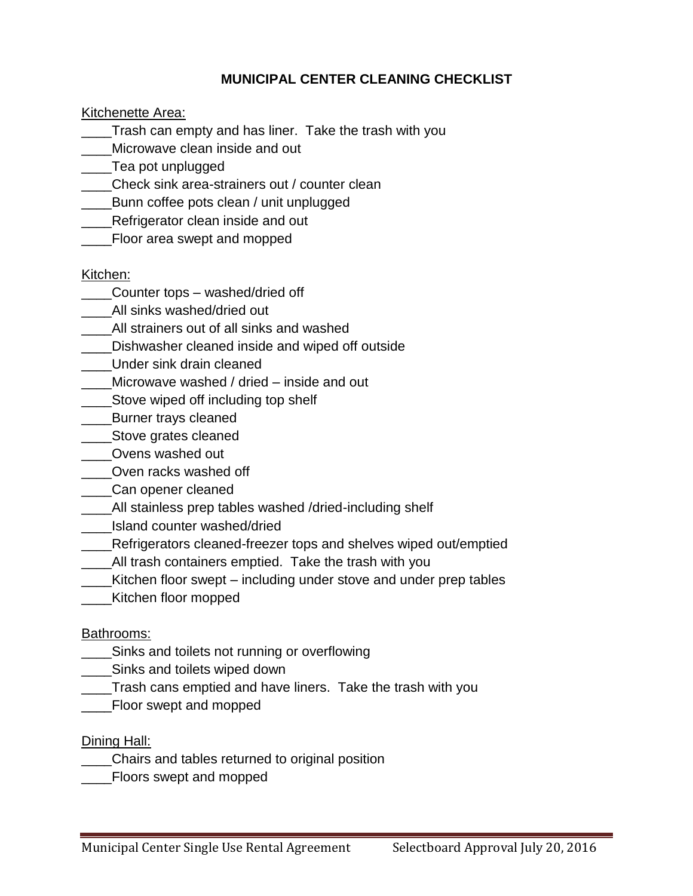# MUNICIPAL CENTER CLEANING CHECKLIST

Kitchenette Area:

____Trash can empty and has liner. Take the trash with you
____Microwave clean inside and out
____Tea pot unplugged
____Check sink area-strainers out / counter clean
____Bunn coffee pots clean / unit unplugged
____Refrigerator clean inside and out
____Floor area swept and mopped

Kitchen:

____Counter tops – washed/dried off
____All sinks washed/dried out
____All strainers out of all sinks and washed
____Dishwasher cleaned inside and wiped off outside
____Under sink drain cleaned
____Microwave washed / dried – inside and out
____Stove wiped off including top shelf
____Burner trays cleaned
____Stove grates cleaned
____Ovens washed out
____Oven racks washed off
____Can opener cleaned
____All stainless prep tables washed /dried-including shelf
____Island counter washed/dried
____Refrigerators cleaned-freezer tops and shelves wiped out/emptied
____All trash containers emptied. Take the trash with you
____Kitchen floor swept – including under stove and under prep tables
____Kitchen floor mopped

Bathrooms:

____Sinks and toilets not running or overflowing
____Sinks and toilets wiped down
____Trash cans emptied and have liners. Take the trash with you
____Floor swept and mopped

Dining Hall:

____Chairs and tables returned to original position
____Floors swept and mopped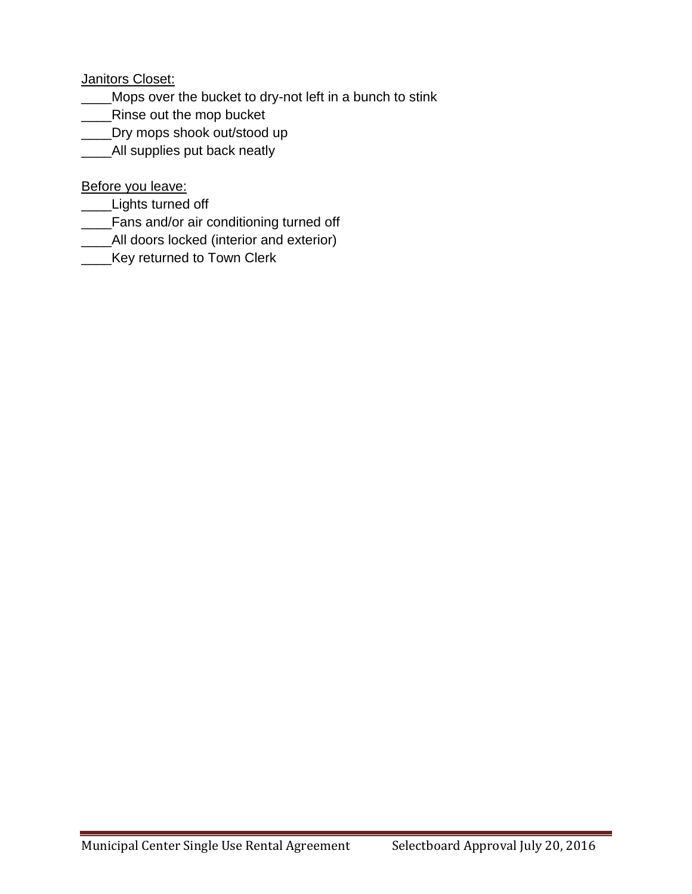<u>Janitors Closet:</u>

____Mops over the bucket to dry-not left in a bunch to stink
____Rinse out the mop bucket
____Dry mops shook out/stood up
____All supplies put back neatly

<u>Before you leave:</u>

____Lights turned off
____Fans and/or air conditioning turned off
____All doors locked (interior and exterior)
____Key returned to Town Clerk